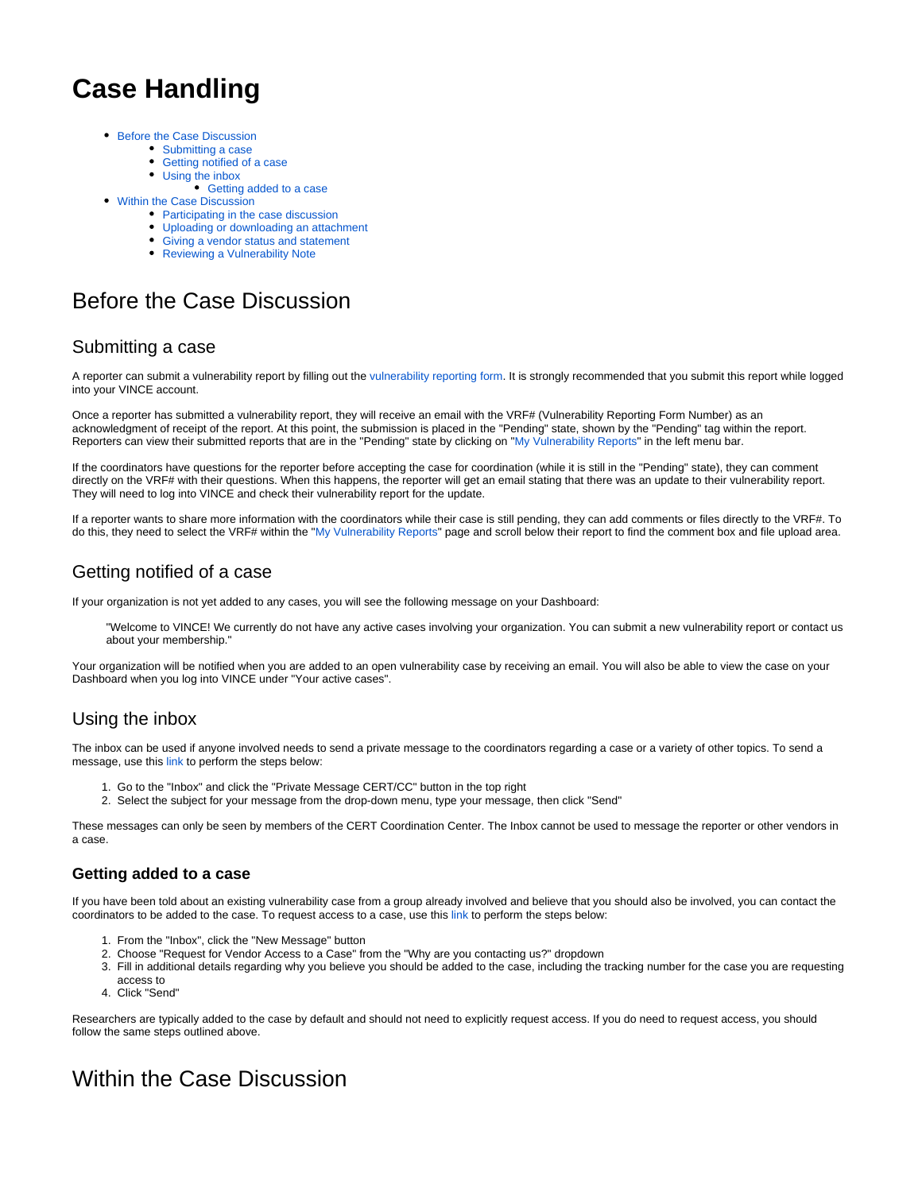# Case Handling

- Before the Case Discussion
  - Submitting a case
  - Getting notified of a case
  - Using the inbox
    - Getting added to a case
- Within the Case Discussion
  - Participating in the case discussion
  - Uploading or downloading an attachment
  - Giving a vendor status and statement
  - Reviewing a Vulnerability Note

## Before the Case Discussion

### Submitting a case

A reporter can submit a vulnerability report by filling out the vulnerability reporting form. It is strongly recommended that you submit this report while logged into your VINCE account.

Once a reporter has submitted a vulnerability report, they will receive an email with the VRF# (Vulnerability Reporting Form Number) as an acknowledgment of receipt of the report. At this point, the submission is placed in the "Pending" state, shown by the "Pending" tag within the report. Reporters can view their submitted reports that are in the "Pending" state by clicking on "My Vulnerability Reports" in the left menu bar.

If the coordinators have questions for the reporter before accepting the case for coordination (while it is still in the "Pending" state), they can comment directly on the VRF# with their questions. When this happens, the reporter will get an email stating that there was an update to their vulnerability report. They will need to log into VINCE and check their vulnerability report for the update.

If a reporter wants to share more information with the coordinators while their case is still pending, they can add comments or files directly to the VRF#. To do this, they need to select the VRF# within the "My Vulnerability Reports" page and scroll below their report to find the comment box and file upload area.

### Getting notified of a case

If your organization is not yet added to any cases, you will see the following message on your Dashboard:

> "Welcome to VINCE! We currently do not have any active cases involving your organization. You can submit a new vulnerability report or contact us about your membership."

Your organization will be notified when you are added to an open vulnerability case by receiving an email. You will also be able to view the case on your Dashboard when you log into VINCE under "Your active cases".

### Using the inbox

The inbox can be used if anyone involved needs to send a private message to the coordinators regarding a case or a variety of other topics. To send a message, use this link to perform the steps below:

1. Go to the "Inbox" and click the "Private Message CERT/CC" button in the top right
2. Select the subject for your message from the drop-down menu, type your message, then click "Send"

These messages can only be seen by members of the CERT Coordination Center. The Inbox cannot be used to message the reporter or other vendors in a case.

#### Getting added to a case

If you have been told about an existing vulnerability case from a group already involved and believe that you should also be involved, you can contact the coordinators to be added to the case. To request access to a case, use this link to perform the steps below:

1. From the "Inbox", click the "New Message" button
2. Choose "Request for Vendor Access to a Case" from the "Why are you contacting us?" dropdown
3. Fill in additional details regarding why you believe you should be added to the case, including the tracking number for the case you are requesting access to
4. Click "Send"

Researchers are typically added to the case by default and should not need to explicitly request access. If you do need to request access, you should follow the same steps outlined above.

## Within the Case Discussion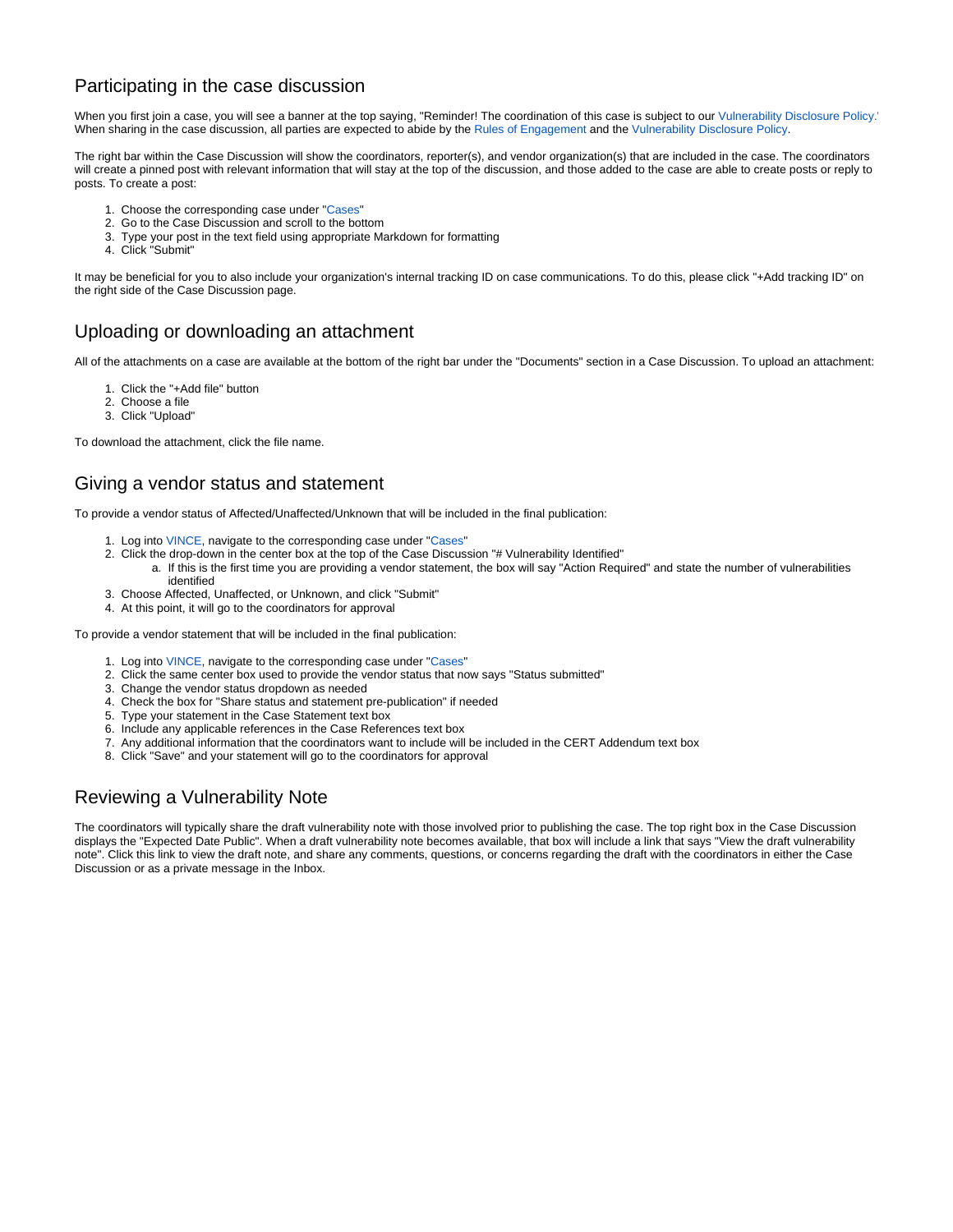## Participating in the case discussion

When you first join a case, you will see a banner at the top saying, "Reminder! The coordination of this case is subject to our Vulnerability Disclosure Policy." When sharing in the case discussion, all parties are expected to abide by the Rules of Engagement and the Vulnerability Disclosure Policy.

The right bar within the Case Discussion will show the coordinators, reporter(s), and vendor organization(s) that are included in the case. The coordinators will create a pinned post with relevant information that will stay at the top of the discussion, and those added to the case are able to create posts or reply to posts. To create a post:

1. Choose the corresponding case under "Cases"
2. Go to the Case Discussion and scroll to the bottom
3. Type your post in the text field using appropriate Markdown for formatting
4. Click "Submit"

It may be beneficial for you to also include your organization's internal tracking ID on case communications. To do this, please click "+Add tracking ID" on the right side of the Case Discussion page.

## Uploading or downloading an attachment

All of the attachments on a case are available at the bottom of the right bar under the "Documents" section in a Case Discussion. To upload an attachment:

1. Click the "+Add file" button
2. Choose a file
3. Click "Upload"

To download the attachment, click the file name.

## Giving a vendor status and statement

To provide a vendor status of Affected/Unaffected/Unknown that will be included in the final publication:

1. Log into VINCE, navigate to the corresponding case under "Cases"
2. Click the drop-down in the center box at the top of the Case Discussion "# Vulnerability Identified"
    a. If this is the first time you are providing a vendor statement, the box will say "Action Required" and state the number of vulnerabilities identified
3. Choose Affected, Unaffected, or Unknown, and click "Submit"
4. At this point, it will go to the coordinators for approval

To provide a vendor statement that will be included in the final publication:

1. Log into VINCE, navigate to the corresponding case under "Cases"
2. Click the same center box used to provide the vendor status that now says "Status submitted"
3. Change the vendor status dropdown as needed
4. Check the box for "Share status and statement pre-publication" if needed
5. Type your statement in the Case Statement text box
6. Include any applicable references in the Case References text box
7. Any additional information that the coordinators want to include will be included in the CERT Addendum text box
8. Click "Save" and your statement will go to the coordinators for approval

## Reviewing a Vulnerability Note

The coordinators will typically share the draft vulnerability note with those involved prior to publishing the case. The top right box in the Case Discussion displays the "Expected Date Public". When a draft vulnerability note becomes available, that box will include a link that says "View the draft vulnerability note". Click this link to view the draft note, and share any comments, questions, or concerns regarding the draft with the coordinators in either the Case Discussion or as a private message in the Inbox.